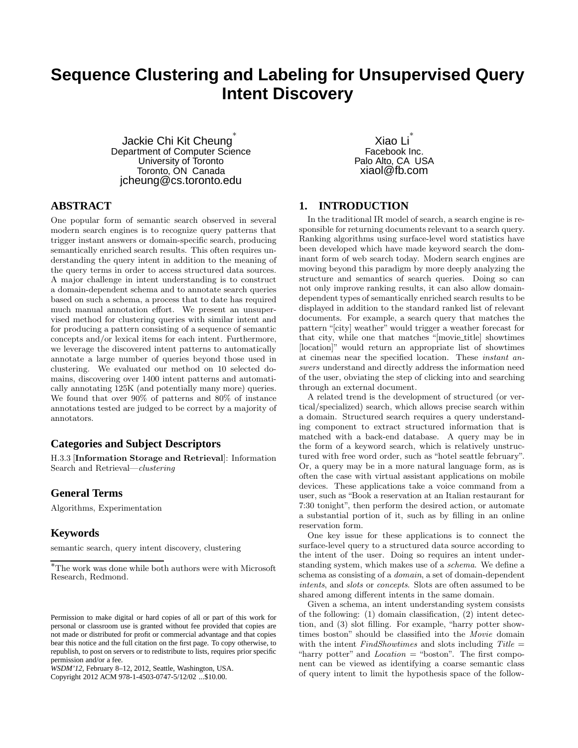# Sequence Clustering and Labeling for Unsupervised Query Intent Discovery

Jackie Chi Kit Cheung[*]
Department of Computer Science
University of Toronto
Toronto, ON Canada
jcheung@cs.toronto.edu

Xiao Li[*]
Facebook Inc.
Palo Alto, CA USA
xiaol@fb.com

## ABSTRACT

One popular form of semantic search observed in several modern search engines is to recognize query patterns that trigger instant answers or domain-specific search, producing semantically enriched search results. This often requires understanding the query intent in addition to the meaning of the query terms in order to access structured data sources. A major challenge in intent understanding is to construct a domain-dependent schema and to annotate search queries based on such a schema, a process that to date has required much manual annotation effort. We present an unsupervised method for clustering queries with similar intent and for producing a pattern consisting of a sequence of semantic concepts and/or lexical items for each intent. Furthermore, we leverage the discovered intent patterns to automatically annotate a large number of queries beyond those used in clustering. We evaluated our method on 10 selected domains, discovering over 1400 intent patterns and automatically annotating 125K (and potentially many more) queries. We found that over 90% of patterns and 80% of instance annotations tested are judged to be correct by a majority of annotators.

## Categories and Subject Descriptors

H.3.3 [**Information Storage and Retrieval**]: Information Search and Retrieval—*clustering*

## General Terms

Algorithms, Experimentation

## Keywords

semantic search, query intent discovery, clustering

[*]The work was done while both authors were with Microsoft Research, Redmond.

Permission to make digital or hard copies of all or part of this work for personal or classroom use is granted without fee provided that copies are not made or distributed for profit or commercial advantage and that copies bear this notice and the full citation on the first page. To copy otherwise, to republish, to post on servers or to redistribute to lists, requires prior specific permission and/or a fee.
*WSDM'12*, February 8–12, 2012, Seattle, Washington, USA.
Copyright 2012 ACM 978-1-4503-0747-5/12/02 ...$10.00.

## 1. INTRODUCTION

In the traditional IR model of search, a search engine is responsible for returning documents relevant to a search query. Ranking algorithms using surface-level word statistics have been developed which have made keyword search the dominant form of web search today. Modern search engines are moving beyond this paradigm by more deeply analyzing the structure and semantics of search queries. Doing so can not only improve ranking results, it can also allow domain-dependent types of semantically enriched search results to be displayed in addition to the standard ranked list of relevant documents. For example, a search query that matches the pattern "[city] weather" would trigger a weather forecast for that city, while one that matches "[movie_title] showtimes [location]" would return an appropriate list of showtimes at cinemas near the specified location. These *instant answers* understand and directly address the information need of the user, obviating the step of clicking into and searching through an external document.

A related trend is the development of structured (or vertical/specialized) search, which allows precise search within a domain. Structured search requires a query understanding component to extract structured information that is matched with a back-end database. A query may be in the form of a keyword search, which is relatively unstructured with free word order, such as "hotel seattle february". Or, a query may be in a more natural language form, as is often the case with virtual assistant applications on mobile devices. These applications take a voice command from a user, such as "Book a reservation at an Italian restaurant for 7:30 tonight", then perform the desired action, or automate a substantial portion of it, such as by filling in an online reservation form.

One key issue for these applications is to connect the surface-level query to a structured data source according to the intent of the user. Doing so requires an intent understanding system, which makes use of a *schema*. We define a schema as consisting of a *domain*, a set of domain-dependent *intents*, and *slots* or *concepts*. Slots are often assumed to be shared among different intents in the same domain.

Given a schema, an intent understanding system consists of the following: (1) domain classification, (2) intent detection, and (3) slot filling. For example, "harry potter showtimes boston" should be classified into the *Movie* domain with the intent *FindShowtimes* and slots including *Title* = "harry potter" and *Location* = "boston". The first component can be viewed as identifying a coarse semantic class of query intent to limit the hypothesis space of the follow-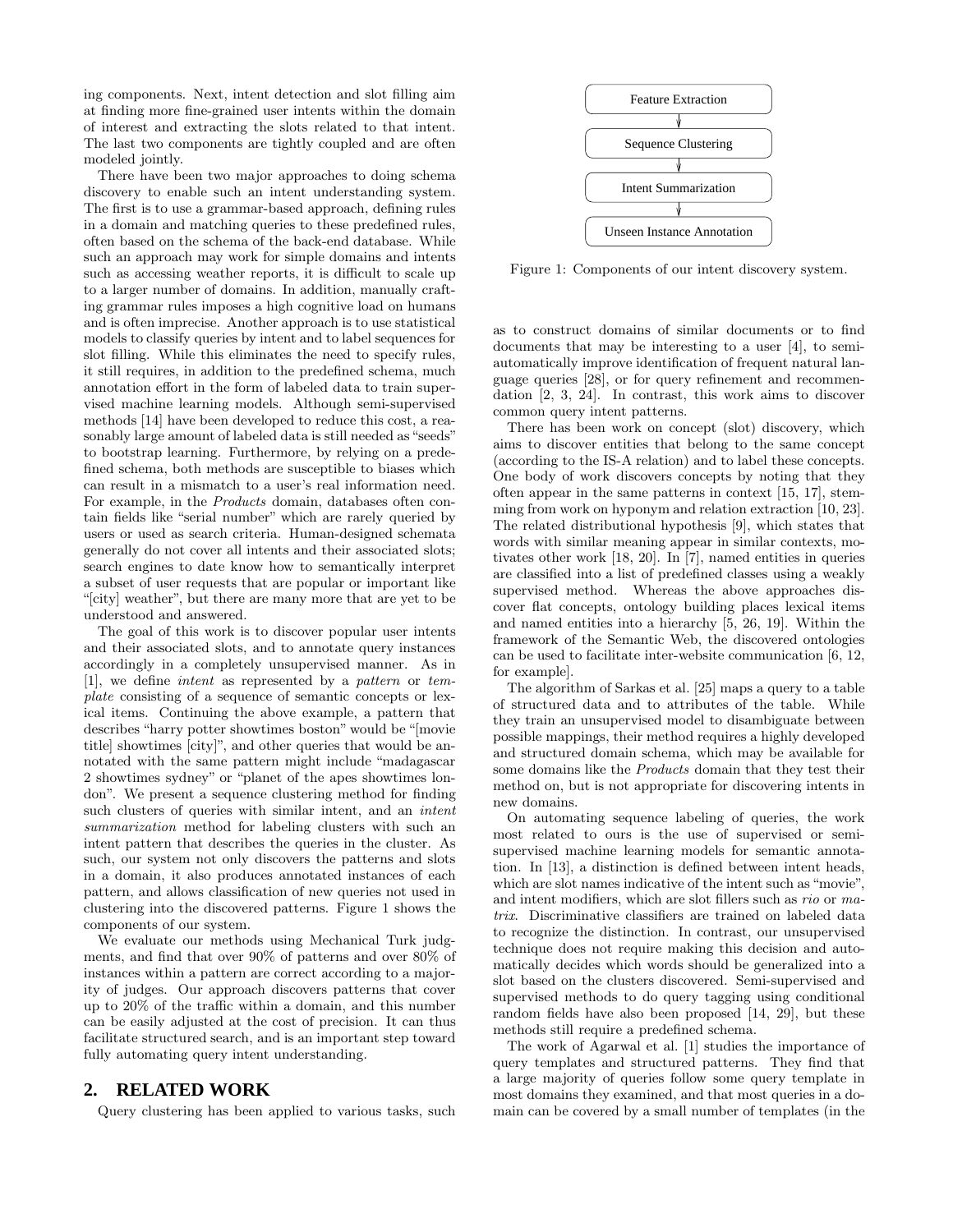ing components. Next, intent detection and slot filling aim at finding more fine-grained user intents within the domain of interest and extracting the slots related to that intent. The last two components are tightly coupled and are often modeled jointly.

There have been two major approaches to doing schema discovery to enable such an intent understanding system. The first is to use a grammar-based approach, defining rules in a domain and matching queries to these predefined rules, often based on the schema of the back-end database. While such an approach may work for simple domains and intents such as accessing weather reports, it is difficult to scale up to a larger number of domains. In addition, manually crafting grammar rules imposes a high cognitive load on humans and is often imprecise. Another approach is to use statistical models to classify queries by intent and to label sequences for slot filling. While this eliminates the need to specify rules, it still requires, in addition to the predefined schema, much annotation effort in the form of labeled data to train supervised machine learning models. Although semi-supervised methods [14] have been developed to reduce this cost, a reasonably large amount of labeled data is still needed as "seeds" to bootstrap learning. Furthermore, by relying on a predefined schema, both methods are susceptible to biases which can result in a mismatch to a user's real information need. For example, in the *Products* domain, databases often contain fields like "serial number" which are rarely queried by users or used as search criteria. Human-designed schemata generally do not cover all intents and their associated slots; search engines to date know how to semantically interpret a subset of user requests that are popular or important like "[city] weather", but there are many more that are yet to be understood and answered.

The goal of this work is to discover popular user intents and their associated slots, and to annotate query instances accordingly in a completely unsupervised manner. As in [1], we define *intent* as represented by a *pattern* or *template* consisting of a sequence of semantic concepts or lexical items. Continuing the above example, a pattern that describes "harry potter showtimes boston" would be "[movie title] showtimes [city]", and other queries that would be annotated with the same pattern might include "madagascar 2 showtimes sydney" or "planet of the apes showtimes london". We present a sequence clustering method for finding such clusters of queries with similar intent, and an *intent summarization* method for labeling clusters with such an intent pattern that describes the queries in the cluster. As such, our system not only discovers the patterns and slots in a domain, it also produces annotated instances of each pattern, and allows classification of new queries not used in clustering into the discovered patterns. Figure 1 shows the components of our system.

We evaluate our methods using Mechanical Turk judgments, and find that over 90% of patterns and over 80% of instances within a pattern are correct according to a majority of judges. Our approach discovers patterns that cover up to 20% of the traffic within a domain, and this number can be easily adjusted at the cost of precision. It can thus facilitate structured search, and is an important step toward fully automating query intent understanding.

Feature Extraction → Sequence Clustering → Intent Summarization → Unseen Instance Annotation

Figure 1: Components of our intent discovery system.

## 2. RELATED WORK

Query clustering has been applied to various tasks, such as to construct domains of similar documents or to find documents that may be interesting to a user [4], to semi-automatically improve identification of frequent natural language queries [28], or for query refinement and recommendation [2, 3, 24]. In contrast, this work aims to discover common query intent patterns.

There has been work on concept (slot) discovery, which aims to discover entities that belong to the same concept (according to the IS-A relation) and to label these concepts. One body of work discovers concepts by noting that they often appear in the same patterns in context [15, 17], stemming from work on hyponym and relation extraction [10, 23]. The related distributional hypothesis [9], which states that words with similar meaning appear in similar contexts, motivates other work [18, 20]. In [7], named entities in queries are classified into a list of predefined classes using a weakly supervised method. Whereas the above approaches discover flat concepts, ontology building places lexical items and named entities into a hierarchy [5, 26, 19]. Within the framework of the Semantic Web, the discovered ontologies can be used to facilitate inter-website communication [6, 12, for example].

The algorithm of Sarkas et al. [25] maps a query to a table of structured data and to attributes of the table. While they train an unsupervised model to disambiguate between possible mappings, their method requires a highly developed and structured domain schema, which may be available for some domains like the *Products* domain that they test their method on, but is not appropriate for discovering intents in new domains.

On automating sequence labeling of queries, the work most related to ours is the use of supervised or semi-supervised machine learning models for semantic annotation. In [13], a distinction is defined between intent heads, which are slot names indicative of the intent such as "movie", and intent modifiers, which are slot fillers such as *rio* or *matrix*. Discriminative classifiers are trained on labeled data to recognize the distinction. In contrast, our unsupervised technique does not require making this decision and automatically decides which words should be generalized into a slot based on the clusters discovered. Semi-supervised and supervised methods to do query tagging using conditional random fields have also been proposed [14, 29], but these methods still require a predefined schema.

The work of Agarwal et al. [1] studies the importance of query templates and structured patterns. They find that a large majority of queries follow some query template in most domains they examined, and that most queries in a domain can be covered by a small number of templates (in the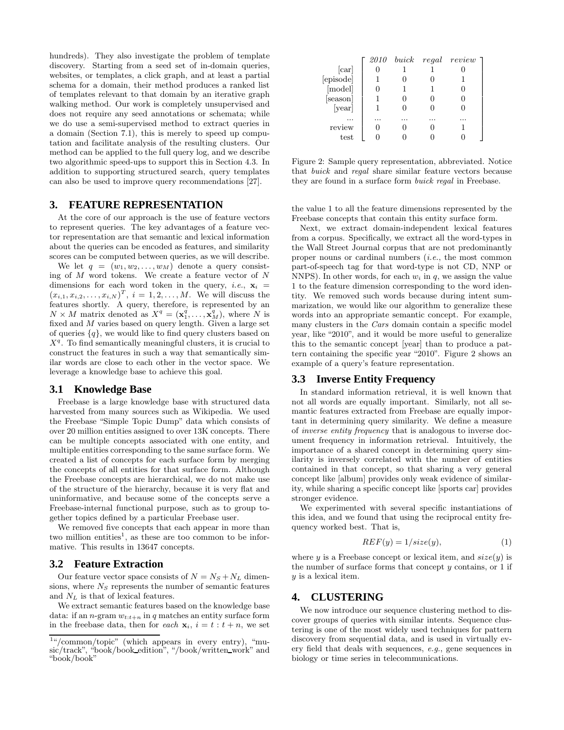hundreds). They also investigate the problem of template discovery. Starting from a seed set of in-domain queries, websites, or templates, a click graph, and at least a partial schema for a domain, their method produces a ranked list of templates relevant to that domain by an iterative graph walking method. Our work is completely unsupervised and does not require any seed annotations or schemata; while we do use a semi-supervised method to extract queries in a domain (Section 7.1), this is merely to speed up computation and facilitate analysis of the resulting clusters. Our method can be applied to the full query log, and we describe two algorithmic speed-ups to support this in Section 4.3. In addition to supporting structured search, query templates can also be used to improve query recommendations [27].

## 3. FEATURE REPRESENTATION

At the core of our approach is the use of feature vectors to represent queries. The key advantages of a feature vector representation are that semantic and lexical information about the queries can be encoded as features, and similarity scores can be computed between queries, as we will describe.

We let $q = (w_1, w_2, \ldots, w_M)$ denote a query consisting of $M$ word tokens. We create a feature vector of $N$ dimensions for each word token in the query, *i.e.*, $\mathbf{x}_i = (x_{i,1}, x_{i,2}, \ldots, x_{i,N})^T$, $i = 1, 2, \ldots, M$. We will discuss the features shortly. A query, therefore, is represented by an $N \times M$ matrix denoted as $X^q = (\mathbf{x}_1^q, \ldots, \mathbf{x}_M^q)$, where $N$ is fixed and $M$ varies based on query length. Given a large set of queries $\{q\}$, we would like to find query clusters based on $X^q$. To find semantically meaningful clusters, it is crucial to construct the features in such a way that semantically similar words are close to each other in the vector space. We leverage a knowledge base to achieve this goal.

### 3.1 Knowledge Base

Freebase is a large knowledge base with structured data harvested from many sources such as Wikipedia. We used the Freebase "Simple Topic Dump" data which consists of over 20 million entities assigned to over 13K concepts. There can be multiple concepts associated with one entity, and multiple entities corresponding to the same surface form. We created a list of concepts for each surface form by merging the concepts of all entities for that surface form. Although the Freebase concepts are hierarchical, we do not make use of the structure of the hierarchy, because it is very flat and uninformative, and because some of the concepts serve a Freebase-internal functional purpose, such as to group together topics defined by a particular Freebase user.

We removed five concepts that each appear in more than two million entities[1], as these are too common to be informative. This results in 13647 concepts.

### 3.2 Feature Extraction

Our feature vector space consists of $N = N_S + N_L$ dimensions, where $N_S$ represents the number of semantic features and $N_L$ is that of lexical features.

We extract semantic features based on the knowledge base data: if an $n$-gram $w_{t:t+n}$ in $q$ matches an entity surface form in the freebase data, then for *each* $\mathbf{x}_i$, $i = t : t + n$, we set the value 1 to all the feature dimensions represented by the Freebase concepts that contain this entity surface form.

Next, we extract domain-independent lexical features from a corpus. Specifically, we extract all the word-types in the Wall Street Journal corpus that are not predominantly proper nouns or cardinal numbers (*i.e.*, the most common part-of-speech tag for that word-type is not CD, NNP or NNPS). In other words, for each $w_i$ in $q$, we assign the value 1 to the feature dimension corresponding to the word identity. We removed such words because during intent summarization, we would like our algorithm to generalize these words into an appropriate semantic concept. For example, many clusters in the *Cars* domain contain a specific model year, like "2010", and it would be more useful to generalize this to the semantic concept [year] than to produce a pattern containing the specific year "2010". Figure 2 shows an example of a query's feature representation.

| | *2010* | *buick* | *regal* | *review* |
|---|---|---|---|---|
| [car] | 0 | 1 | 1 | 0 |
| [episode] | 1 | 0 | 0 | 1 |
| [model] | 0 | 1 | 1 | 0 |
| [season] | 1 | 0 | 0 | 0 |
| [year] | 1 | 0 | 0 | 0 |
| ... | ... | ... | ... | ... |
| review | 0 | 0 | 0 | 1 |
| test | 0 | 0 | 0 | 0 |

Figure 2: Sample query representation, abbreviated. Notice that *buick* and *regal* share similar feature vectors because they are found in a surface form *buick regal* in Freebase.

### 3.3 Inverse Entity Frequency

In standard information retrieval, it is well known that not all words are equally important. Similarly, not all semantic features extracted from Freebase are equally important in determining query similarity. We define a measure of *inverse entity frequency* that is analogous to inverse document frequency in information retrieval. Intuitively, the importance of a shared concept in determining query similarity is inversely correlated with the number of entities contained in that concept, so that sharing a very general concept like [album] provides only weak evidence of similarity, while sharing a specific concept like [sports car] provides stronger evidence.

We experimented with several specific instantiations of this idea, and we found that using the reciprocal entity frequency worked best. That is,

$$REF(y) = 1/size(y), \tag{1}$$

where $y$ is a Freebase concept or lexical item, and $size(y)$ is the number of surface forms that concept $y$ contains, or 1 if $y$ is a lexical item.

## 4. CLUSTERING

We now introduce our sequence clustering method to discover groups of queries with similar intents. Sequence clustering is one of the most widely used techniques for pattern discovery from sequential data, and is used in virtually every field that deals with sequences, *e.g.*, gene sequences in biology or time series in telecommunications.

[1] "/common/topic" (which appears in every entry), "music/track", "book/book_edition", "/book/written_work" and "book/book"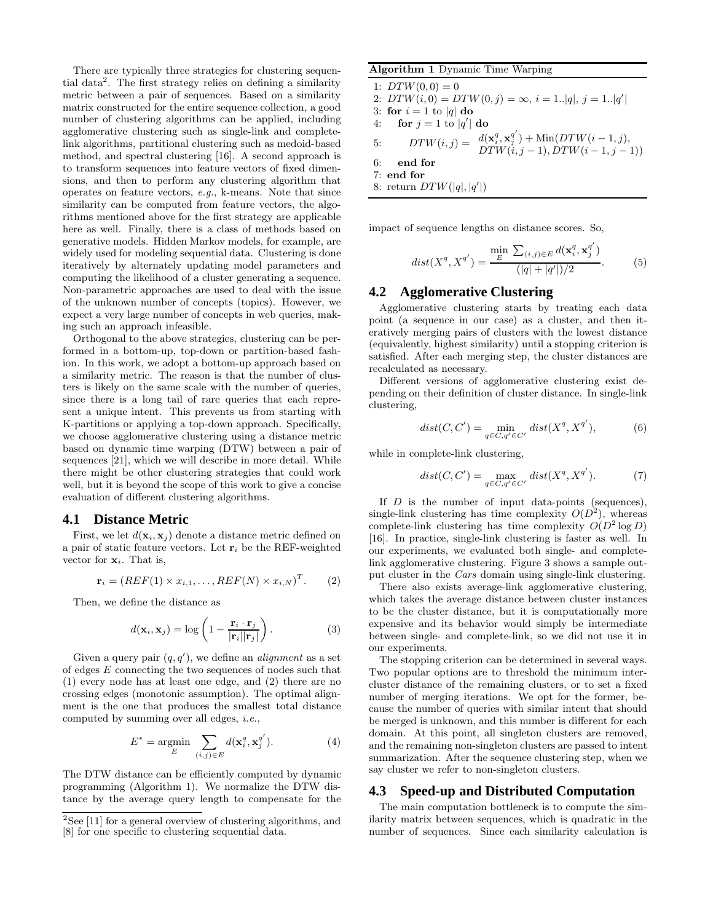There are typically three strategies for clustering sequential data[2]. The first strategy relies on defining a similarity metric between a pair of sequences. Based on a similarity matrix constructed for the entire sequence collection, a good number of clustering algorithms can be applied, including agglomerative clustering such as single-link and complete-link algorithms, partitional clustering such as medoid-based method, and spectral clustering [16]. A second approach is to transform sequences into feature vectors of fixed dimensions, and then to perform any clustering algorithm that operates on feature vectors, *e.g.*, k-means. Note that since similarity can be computed from feature vectors, the algorithms mentioned above for the first strategy are applicable here as well. Finally, there is a class of methods based on generative models. Hidden Markov models, for example, are widely used for modeling sequential data. Clustering is done iteratively by alternately updating model parameters and computing the likelihood of a cluster generating a sequence. Non-parametric approaches are used to deal with the issue of the unknown number of concepts (topics). However, we expect a very large number of concepts in web queries, making such an approach infeasible.

Orthogonal to the above strategies, clustering can be performed in a bottom-up, top-down or partition-based fashion. In this work, we adopt a bottom-up approach based on a similarity metric. The reason is that the number of clusters is likely on the same scale with the number of queries, since there is a long tail of rare queries that each represent a unique intent. This prevents us from starting with K-partitions or applying a top-down approach. Specifically, we choose agglomerative clustering using a distance metric based on dynamic time warping (DTW) between a pair of sequences [21], which we will describe in more detail. While there might be other clustering strategies that could work well, but it is beyond the scope of this work to give a concise evaluation of different clustering algorithms.

## 4.1 Distance Metric

First, we let $d(\mathbf{x}_i, \mathbf{x}_j)$ denote a distance metric defined on a pair of static feature vectors. Let $\mathbf{r}_i$ be the REF-weighted vector for $\mathbf{x}_i$. That is,

$$\mathbf{r}_i = (REF(1) \times x_{i,1}, \ldots, REF(N) \times x_{i,N})^T. \quad (2)$$

Then, we define the distance as

$$d(\mathbf{x}_i, \mathbf{x}_j) = \log\left(1 - \frac{\mathbf{r}_i \cdot \mathbf{r}_j}{|\mathbf{r}_i||\mathbf{r}_j|}\right). \quad (3)$$

Given a query pair $(q, q')$, we define an *alignment* as a set of edges $E$ connecting the two sequences of nodes such that (1) every node has at least one edge, and (2) there are no crossing edges (monotonic assumption). The optimal alignment is the one that produces the smallest total distance computed by summing over all edges, *i.e.*,

$$E^* = \underset{E}{\operatorname{argmin}} \sum_{(i,j)\in E} d(\mathbf{x}_i^q, \mathbf{x}_j^{q'}). \quad (4)$$

The DTW distance can be efficiently computed by dynamic programming (Algorithm 1). We normalize the DTW distance by the average query length to compensate for the impact of sequence lengths on distance scores. So,

$$dist(X^q, X^{q'}) = \frac{\min_E \sum_{(i,j)\in E} d(\mathbf{x}_i^q, \mathbf{x}_j^{q'})}{(|q| + |q'|)/2}. \quad (5)$$

**Algorithm 1** Dynamic Time Warping

```
1: DTW(0,0) = 0
2: DTW(i,0) = DTW(0,j) = ∞, i = 1..|q|, j = 1..|q'|
3: for i = 1 to |q| do
4:    for j = 1 to |q'| do
5:       DTW(i,j) = d(x_i^q, x_j^{q'}) + Min(DTW(i-1,j),
                    DTW(i,j-1), DTW(i-1,j-1))
6:    end for
7: end for
8: return DTW(|q|,|q'|)
```

## 4.2 Agglomerative Clustering

Agglomerative clustering starts by treating each data point (a sequence in our case) as a cluster, and then iteratively merging pairs of clusters with the lowest distance (equivalently, highest similarity) until a stopping criterion is satisfied. After each merging step, the cluster distances are recalculated as necessary.

Different versions of agglomerative clustering exist depending on their definition of cluster distance. In single-link clustering,

$$dist(C, C') = \min_{q\in C, q'\in C'} dist(X^q, X^{q'}), \quad (6)$$

while in complete-link clustering,

$$dist(C, C') = \max_{q\in C, q'\in C'} dist(X^q, X^{q'}). \quad (7)$$

If $D$ is the number of input data-points (sequences), single-link clustering has time complexity $O(D^2)$, whereas complete-link clustering has time complexity $O(D^2 \log D)$ [16]. In practice, single-link clustering is faster as well. In our experiments, we evaluated both single- and complete-link agglomerative clustering. Figure 3 shows a sample output cluster in the *Cars* domain using single-link clustering.

There also exists average-link agglomerative clustering, which takes the average distance between cluster instances to be the cluster distance, but it is computationally more expensive and its behavior would simply be intermediate between single- and complete-link, so we did not use it in our experiments.

The stopping criterion can be determined in several ways. Two popular options are to threshold the minimum inter-cluster distance of the remaining clusters, or to set a fixed number of merging iterations. We opt for the former, because the number of queries with similar intent that should be merged is unknown, and this number is different for each domain. At this point, all singleton clusters are removed, and the remaining non-singleton clusters are passed to intent summarization. After the sequence clustering step, when we say cluster we refer to non-singleton clusters.

## 4.3 Speed-up and Distributed Computation

The main computation bottleneck is to compute the similarity matrix between sequences, which is quadratic in the number of sequences. Since each similarity calculation is

[2]See [11] for a general overview of clustering algorithms, and [8] for one specific to clustering sequential data.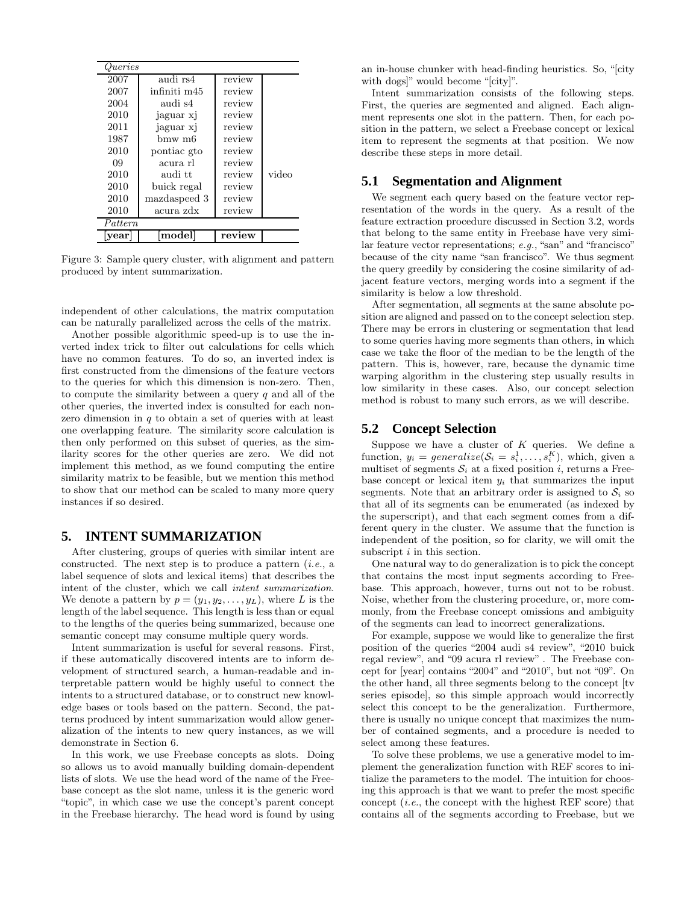| *Queries* | | | |
|---|---|---|---|
| 2007 | audi rs4 | review | |
| 2007 | infiniti m45 | review | |
| 2004 | audi s4 | review | |
| 2010 | jaguar xj | review | |
| 2011 | jaguar xj | review | |
| 1987 | bmw m6 | review | |
| 2010 | pontiac gto | review | |
| 09 | acura rl | review | |
| 2010 | audi tt | review | video |
| 2010 | buick regal | review | |
| 2010 | mazdaspeed 3 | review | |
| 2010 | acura zdx | review | |
| *Pattern* | | | |
| **[year]** | **[model]** | **review** | |

Figure 3: Sample query cluster, with alignment and pattern produced by intent summarization.

independent of other calculations, the matrix computation can be naturally parallelized across the cells of the matrix.

Another possible algorithmic speed-up is to use the inverted index trick to filter out calculations for cells which have no common features. To do so, an inverted index is first constructed from the dimensions of the feature vectors to the queries for which this dimension is non-zero. Then, to compute the similarity between a query $q$ and all of the other queries, the inverted index is consulted for each nonzero dimension in $q$ to obtain a set of queries with at least one overlapping feature. The similarity score calculation is then only performed on this subset of queries, as the similarity scores for the other queries are zero. We did not implement this method, as we found computing the entire similarity matrix to be feasible, but we mention this method to show that our method can be scaled to many more query instances if so desired.

## 5. INTENT SUMMARIZATION

After clustering, groups of queries with similar intent are constructed. The next step is to produce a pattern (*i.e.*, a label sequence of slots and lexical items) that describes the intent of the cluster, which we call *intent summarization*. We denote a pattern by $p = (y_1, y_2, \ldots, y_L)$, where $L$ is the length of the label sequence. This length is less than or equal to the lengths of the queries being summarized, because one semantic concept may consume multiple query words.

Intent summarization is useful for several reasons. First, if these automatically discovered intents are to inform development of structured search, a human-readable and interpretable pattern would be highly useful to connect the intents to a structured database, or to construct new knowledge bases or tools based on the pattern. Second, the patterns produced by intent summarization would allow generalization of the intents to new query instances, as we will demonstrate in Section 6.

In this work, we use Freebase concepts as slots. Doing so allows us to avoid manually building domain-dependent lists of slots. We use the head word of the name of the Freebase concept as the slot name, unless it is the generic word "topic", in which case we use the concept's parent concept in the Freebase hierarchy. The head word is found by using an in-house chunker with head-finding heuristics. So, "[city with dogs]" would become "[city]".

Intent summarization consists of the following steps. First, the queries are segmented and aligned. Each alignment represents one slot in the pattern. Then, for each position in the pattern, we select a Freebase concept or lexical item to represent the segments at that position. We now describe these steps in more detail.

### 5.1 Segmentation and Alignment

We segment each query based on the feature vector representation of the words in the query. As a result of the feature extraction procedure discussed in Section 3.2, words that belong to the same entity in Freebase have very similar feature vector representations; *e.g.*, "san" and "francisco" because of the city name "san francisco". We thus segment the query greedily by considering the cosine similarity of adjacent feature vectors, merging words into a segment if the similarity is below a low threshold.

After segmentation, all segments at the same absolute position are aligned and passed on to the concept selection step. There may be errors in clustering or segmentation that lead to some queries having more segments than others, in which case we take the floor of the median to be the length of the pattern. This is, however, rare, because the dynamic time warping algorithm in the clustering step usually results in low similarity in these cases. Also, our concept selection method is robust to many such errors, as we will describe.

### 5.2 Concept Selection

Suppose we have a cluster of $K$ queries. We define a function, $y_i = generalize(\mathcal{S}_i = s_i^1, \ldots, s_i^K)$, which, given a multiset of segments $\mathcal{S}_i$ at a fixed position $i$, returns a Freebase concept or lexical item $y_i$ that summarizes the input segments. Note that an arbitrary order is assigned to $\mathcal{S}_i$ so that all of its segments can be enumerated (as indexed by the superscript), and that each segment comes from a different query in the cluster. We assume that the function is independent of the position, so for clarity, we will omit the subscript $i$ in this section.

One natural way to do generalization is to pick the concept that contains the most input segments according to Freebase. This approach, however, turns out not to be robust. Noise, whether from the clustering procedure, or, more commonly, from the Freebase concept omissions and ambiguity of the segments can lead to incorrect generalizations.

For example, suppose we would like to generalize the first position of the queries "2004 audi s4 review", "2010 buick regal review", and "09 acura rl review" . The Freebase concept for [year] contains "2004" and "2010", but not "09". On the other hand, all three segments belong to the concept [tv series episode], so this simple approach would incorrectly select this concept to be the generalization. Furthermore, there is usually no unique concept that maximizes the number of contained segments, and a procedure is needed to select among these features.

To solve these problems, we use a generative model to implement the generalization function with REF scores to initialize the parameters to the model. The intuition for choosing this approach is that we want to prefer the most specific concept (*i.e.*, the concept with the highest REF score) that contains all of the segments according to Freebase, but we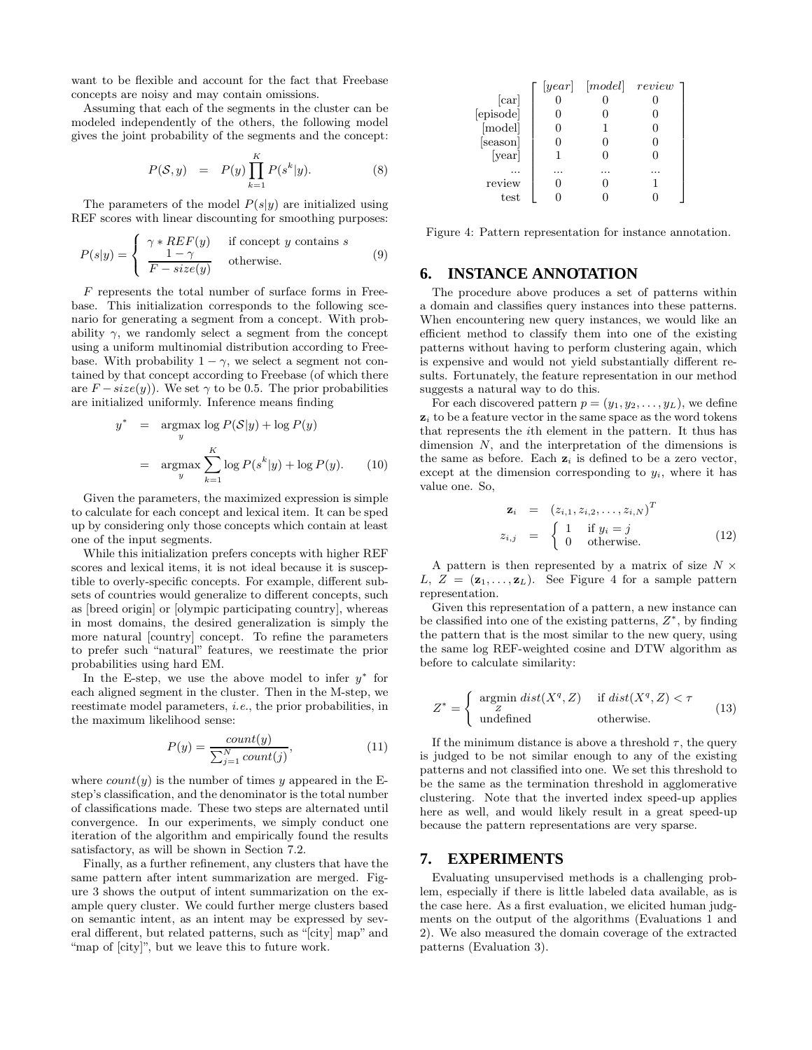want to be flexible and account for the fact that Freebase concepts are noisy and may contain omissions.

Assuming that each of the segments in the cluster can be modeled independently of the others, the following model gives the joint probability of the segments and the concept:

$$P(\mathcal{S}, y) = P(y) \prod_{k=1}^{K} P(s^k|y). \tag{8}$$

The parameters of the model $P(s|y)$ are initialized using REF scores with linear discounting for smoothing purposes:

$$P(s|y) = \begin{cases} \gamma * REF(y) & \text{if concept } y \text{ contains } s \\ \dfrac{1-\gamma}{F - size(y)} & \text{otherwise.} \end{cases} \tag{9}$$

$F$ represents the total number of surface forms in Freebase. This initialization corresponds to the following scenario for generating a segment from a concept. With probability $\gamma$, we randomly select a segment from the concept using a uniform multinomial distribution according to Freebase. With probability $1-\gamma$, we select a segment not contained by that concept according to Freebase (of which there are $F - size(y)$). We set $\gamma$ to be 0.5. The prior probabilities are initialized uniformly. Inference means finding

$$\begin{aligned} y^* &= \operatorname*{argmax}_y \log P(\mathcal{S}|y) + \log P(y) \\ &= \operatorname*{argmax}_y \sum_{k=1}^{K} \log P(s^k|y) + \log P(y). \end{aligned} \tag{10}$$

Given the parameters, the maximized expression is simple to calculate for each concept and lexical item. It can be sped up by considering only those concepts which contain at least one of the input segments.

While this initialization prefers concepts with higher REF scores and lexical items, it is not ideal because it is susceptible to overly-specific concepts. For example, different subsets of countries would generalize to different concepts, such as [breed origin] or [olympic participating country], whereas in most domains, the desired generalization is simply the more natural [country] concept. To refine the parameters to prefer such "natural" features, we reestimate the prior probabilities using hard EM.

In the E-step, we use the above model to infer $y^*$ for each aligned segment in the cluster. Then in the M-step, we reestimate model parameters, *i.e.*, the prior probabilities, in the maximum likelihood sense:

$$P(y) = \frac{count(y)}{\sum_{j=1}^{N} count(j)}, \tag{11}$$

where $count(y)$ is the number of times $y$ appeared in the E-step's classification, and the denominator is the total number of classifications made. These two steps are alternated until convergence. In our experiments, we simply conduct one iteration of the algorithm and empirically found the results satisfactory, as will be shown in Section 7.2.

Finally, as a further refinement, any clusters that have the same pattern after intent summarization are merged. Figure 3 shows the output of intent summarization on the example query cluster. We could further merge clusters based on semantic intent, as an intent may be expressed by several different, but related patterns, such as "[city] map" and "map of [city]", but we leave this to future work.

$$\begin{array}{r} \\ \text{[car]} \\ \text{[episode]} \\ \text{[model]} \\ \text{[season]} \\ \text{[year]} \\ \ldots \\ \text{review} \\ \text{test} \end{array} \left[ \begin{array}{ccc} [year] & [model] & review \\ 0 & 0 & 0 \\ 0 & 0 & 0 \\ 0 & 1 & 0 \\ 0 & 0 & 0 \\ 1 & 0 & 0 \\ \ldots & \ldots & \ldots \\ 0 & 0 & 1 \\ 0 & 0 & 0 \end{array} \right]$$

Figure 4: Pattern representation for instance annotation.

## 6. INSTANCE ANNOTATION

The procedure above produces a set of patterns within a domain and classifies query instances into these patterns. When encountering new query instances, we would like an efficient method to classify them into one of the existing patterns without having to perform clustering again, which is expensive and would not yield substantially different results. Fortunately, the feature representation in our method suggests a natural way to do this.

For each discovered pattern $p = (y_1, y_2, \ldots, y_L)$, we define $\mathbf{z}_i$ to be a feature vector in the same space as the word tokens that represents the $i$th element in the pattern. It thus has dimension $N$, and the interpretation of the dimensions is the same as before. Each $\mathbf{z}_i$ is defined to be a zero vector, except at the dimension corresponding to $y_i$, where it has value one. So,

$$\begin{aligned} \mathbf{z}_i &= (z_{i,1}, z_{i,2}, \ldots, z_{i,N})^T \\ z_{i,j} &= \begin{cases} 1 & \text{if } y_i = j \\ 0 & \text{otherwise.} \end{cases} \end{aligned} \tag{12}$$

A pattern is then represented by a matrix of size $N \times L$, $Z = (\mathbf{z}_1, \ldots, \mathbf{z}_L)$. See Figure 4 for a sample pattern representation.

Given this representation of a pattern, a new instance can be classified into one of the existing patterns, $Z^*$, by finding the pattern that is the most similar to the new query, using the same log REF-weighted cosine and DTW algorithm as before to calculate similarity:

$$Z^* = \begin{cases} \operatorname*{argmin}_Z dist(X^q, Z) & \text{if } dist(X^q, Z) < \tau \\ \text{undefined} & \text{otherwise.} \end{cases} \tag{13}$$

If the minimum distance is above a threshold $\tau$, the query is judged to be not similar enough to any of the existing patterns and not classified into one. We set this threshold to be the same as the termination threshold in agglomerative clustering. Note that the inverted index speed-up applies here as well, and would likely result in a great speed-up because the pattern representations are very sparse.

## 7. EXPERIMENTS

Evaluating unsupervised methods is a challenging problem, especially if there is little labeled data available, as is the case here. As a first evaluation, we elicited human judgments on the output of the algorithms (Evaluations 1 and 2). We also measured the domain coverage of the extracted patterns (Evaluation 3).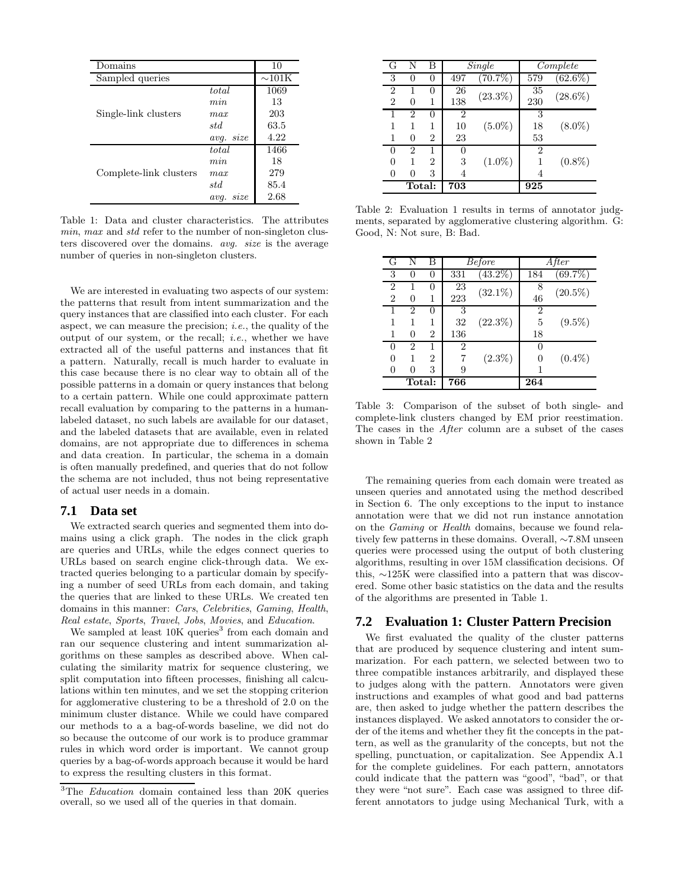| Domains | | 10 |
|---|---|---|
| Sampled queries | | ∼101K |
| Single-link clusters | *total* | 1069 |
| | *min* | 13 |
| | *max* | 203 |
| | *std* | 63.5 |
| | *avg. size* | 4.22 |
| Complete-link clusters | *total* | 1466 |
| | *min* | 18 |
| | *max* | 279 |
| | *std* | 85.4 |
| | *avg. size* | 2.68 |

Table 1: Data and cluster characteristics. The attributes *min*, *max* and *std* refer to the number of non-singleton clusters discovered over the domains. *avg. size* is the average number of queries in non-singleton clusters.

We are interested in evaluating two aspects of our system: the patterns that result from intent summarization and the query instances that are classified into each cluster. For each aspect, we can measure the precision; *i.e.*, the quality of the output of our system, or the recall; *i.e.*, whether we have extracted all of the useful patterns and instances that fit a pattern. Naturally, recall is much harder to evaluate in this case because there is no clear way to obtain all of the possible patterns in a domain or query instances that belong to a certain pattern. While one could approximate pattern recall evaluation by comparing to the patterns in a human-labeled dataset, no such labels are available for our dataset, and the labeled datasets that are available, even in related domains, are not appropriate due to differences in schema and data creation. In particular, the schema in a domain is often manually predefined, and queries that do not follow the schema are not included, thus not being representative of actual user needs in a domain.

## 7.1 Data set

We extracted search queries and segmented them into domains using a click graph. The nodes in the click graph are queries and URLs, while the edges connect queries to URLs based on search engine click-through data. We extracted queries belonging to a particular domain by specifying a number of seed URLs from each domain, and taking the queries that are linked to these URLs. We created ten domains in this manner: *Cars*, *Celebrities*, *Gaming*, *Health*, *Real estate*, *Sports*, *Travel*, *Jobs*, *Movies*, and *Education*.

We sampled at least 10K queries[3] from each domain and ran our sequence clustering and intent summarization algorithms on these samples as described above. When calculating the similarity matrix for sequence clustering, we split computation into fifteen processes, finishing all calculations within ten minutes, and we set the stopping criterion for agglomerative clustering to be a threshold of 2.0 on the minimum cluster distance. While we could have compared our methods to a a bag-of-words baseline, we did not do so because the outcome of our work is to produce grammar rules in which word order is important. We cannot group queries by a bag-of-words approach because it would be hard to express the resulting clusters in this format.

[3]The *Education* domain contained less than 20K queries overall, so we used all of the queries in that domain.

| G | N | B | *Single* | | *Complete* | |
|---|---|---|---|---|---|---|
| 3 | 0 | 0 | 497 | (70.7%) | 579 | (62.6%) |
| 2 | 1 | 0 | 26 | (23.3%) | 35 | (28.6%) |
| 2 | 0 | 1 | 138 | | 230 | |
| 1 | 2 | 0 | 2 | | 3 | |
| 1 | 1 | 1 | 10 | (5.0%) | 18 | (8.0%) |
| 1 | 0 | 2 | 23 | | 53 | |
| 0 | 2 | 1 | 0 | | 2 | |
| 0 | 1 | 2 | 3 | (1.0%) | 1 | (0.8%) |
| 0 | 0 | 3 | 4 | | 4 | |
| | **Total:** | | **703** | | **925** | |

Table 2: Evaluation 1 results in terms of annotator judgments, separated by agglomerative clustering algorithm. G: Good, N: Not sure, B: Bad.

| G | N | B | *Before* | | *After* | |
|---|---|---|---|---|---|---|
| 3 | 0 | 0 | 331 | (43.2%) | 184 | (69.7%) |
| 2 | 1 | 0 | 23 | (32.1%) | 8 | (20.5%) |
| 2 | 0 | 1 | 223 | | 46 | |
| 1 | 2 | 0 | 3 | | 2 | |
| 1 | 1 | 1 | 32 | (22.3%) | 5 | (9.5%) |
| 1 | 0 | 2 | 136 | | 18 | |
| 0 | 2 | 1 | 2 | | 0 | |
| 0 | 1 | 2 | 7 | (2.3%) | 0 | (0.4%) |
| 0 | 0 | 3 | 9 | | 1 | |
| | **Total:** | | **766** | | **264** | |

Table 3: Comparison of the subset of both single- and complete-link clusters changed by EM prior reestimation. The cases in the *After* column are a subset of the cases shown in Table 2

The remaining queries from each domain were treated as unseen queries and annotated using the method described in Section 6. The only exceptions to the input to instance annotation were that we did not run instance annotation on the *Gaming* or *Health* domains, because we found relatively few patterns in these domains. Overall, ∼7.8M unseen queries were processed using the output of both clustering algorithms, resulting in over 15M classification decisions. Of this, ∼125K were classified into a pattern that was discovered. Some other basic statistics on the data and the results of the algorithms are presented in Table 1.

## 7.2 Evaluation 1: Cluster Pattern Precision

We first evaluated the quality of the cluster patterns that are produced by sequence clustering and intent summarization. For each pattern, we selected between two to three compatible instances arbitrarily, and displayed these to judges along with the pattern. Annotators were given instructions and examples of what good and bad patterns are, then asked to judge whether the pattern describes the instances displayed. We asked annotators to consider the order of the items and whether they fit the concepts in the pattern, as well as the granularity of the concepts, but not the spelling, punctuation, or capitalization. See Appendix A.1 for the complete guidelines. For each pattern, annotators could indicate that the pattern was "good", "bad", or that they were "not sure". Each case was assigned to three different annotators to judge using Mechanical Turk, with a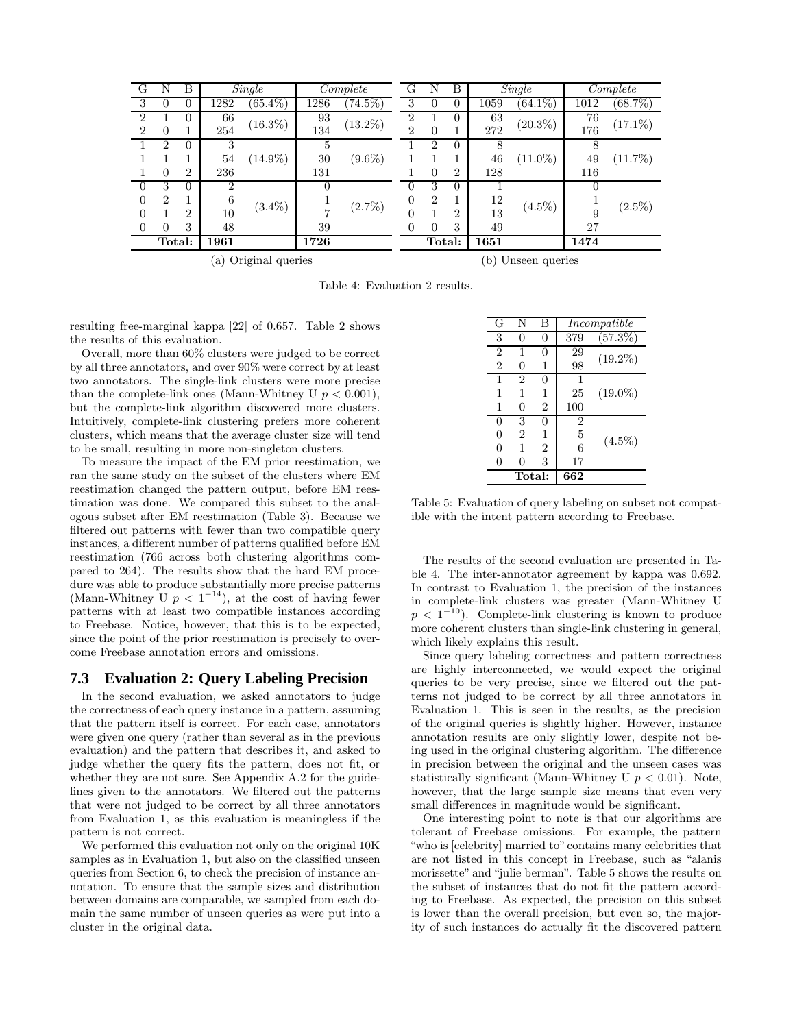| G | N | B | *Single* | | *Complete* | |
|---|---|---|---|---|---|---|
| 3 | 0 | 0 | 1282 | (65.4%) | 1286 | (74.5%) |
| 2 | 1 | 0 | 66 | (16.3%) | 93 | (13.2%) |
| 2 | 0 | 1 | 254 | | 134 | |
| 1 | 2 | 0 | 3 | (14.9%) | 5 | (9.6%) |
| 1 | 1 | 1 | 54 | | 30 | |
| 1 | 0 | 2 | 236 | | 131 | |
| 0 | 3 | 0 | 2 | (3.4%) | 0 | (2.7%) |
| 0 | 2 | 1 | 6 | | 1 | |
| 0 | 1 | 2 | 10 | | 7 | |
| 0 | 0 | 3 | 48 | | 39 | |
| | | **Total:** | **1961** | | **1726** | |

(a) Original queries

| G | N | B | *Single* | | *Complete* | |
|---|---|---|---|---|---|---|
| 3 | 0 | 0 | 1059 | (64.1%) | 1012 | (68.7%) |
| 2 | 1 | 0 | 63 | (20.3%) | 76 | (17.1%) |
| 2 | 0 | 1 | 272 | | 176 | |
| 1 | 2 | 0 | 8 | (11.0%) | 8 | (11.7%) |
| 1 | 1 | 1 | 46 | | 49 | |
| 1 | 0 | 2 | 128 | | 116 | |
| 0 | 3 | 0 | 1 | (4.5%) | 0 | (2.5%) |
| 0 | 2 | 1 | 12 | | 1 | |
| 0 | 1 | 2 | 13 | | 9 | |
| 0 | 0 | 3 | 49 | | 27 | |
| | | **Total:** | **1651** | | **1474** | |

(b) Unseen queries

Table 4: Evaluation 2 results.

resulting free-marginal kappa [22] of 0.657. Table 2 shows the results of this evaluation.

Overall, more than 60% clusters were judged to be correct by all three annotators, and over 90% were correct by at least two annotators. The single-link clusters were more precise than the complete-link ones (Mann-Whitney U $p < 0.001$), but the complete-link algorithm discovered more clusters. Intuitively, complete-link clustering prefers more coherent clusters, which means that the average cluster size will tend to be small, resulting in more non-singleton clusters.

To measure the impact of the EM prior reestimation, we ran the same study on the subset of the clusters where EM reestimation changed the pattern output, before EM reestimation was done. We compared this subset to the analogous subset after EM reestimation (Table 3). Because we filtered out patterns with fewer than two compatible query instances, a different number of patterns qualified before EM reestimation (766 across both clustering algorithms compared to 264). The results show that the hard EM procedure was able to produce substantially more precise patterns (Mann-Whitney U $p < 1^{-14}$), at the cost of having fewer patterns with at least two compatible instances according to Freebase. Notice, however, that this is to be expected, since the point of the prior reestimation is precisely to overcome Freebase annotation errors and omissions.

### 7.3 Evaluation 2: Query Labeling Precision

In the second evaluation, we asked annotators to judge the correctness of each query instance in a pattern, assuming that the pattern itself is correct. For each case, annotators were given one query (rather than several as in the previous evaluation) and the pattern that describes it, and asked to judge whether the query fits the pattern, does not fit, or whether they are not sure. See Appendix A.2 for the guidelines given to the annotators. We filtered out the patterns that were not judged to be correct by all three annotators from Evaluation 1, as this evaluation is meaningless if the pattern is not correct.

We performed this evaluation not only on the original 10K samples as in Evaluation 1, but also on the classified unseen queries from Section 6, to check the precision of instance annotation. To ensure that the sample sizes and distribution between domains are comparable, we sampled from each domain the same number of unseen queries as were put into a cluster in the original data.

| G | N | B | *Incompatible* | |
|---|---|---|---|---|
| 3 | 0 | 0 | 379 | (57.3%) |
| 2 | 1 | 0 | 29 | (19.2%) |
| 2 | 0 | 1 | 98 | |
| 1 | 2 | 0 | 1 | (19.0%) |
| 1 | 1 | 1 | 25 | |
| 1 | 0 | 2 | 100 | |
| 0 | 3 | 0 | 2 | (4.5%) |
| 0 | 2 | 1 | 5 | |
| 0 | 1 | 2 | 6 | |
| 0 | 0 | 3 | 17 | |
| | | **Total:** | **662** | |

Table 5: Evaluation of query labeling on subset not compatible with the intent pattern according to Freebase.

The results of the second evaluation are presented in Table 4. The inter-annotator agreement by kappa was 0.692. In contrast to Evaluation 1, the precision of the instances in complete-link clusters was greater (Mann-Whitney U $p < 1^{-10}$). Complete-link clustering is known to produce more coherent clusters than single-link clustering in general, which likely explains this result.

Since query labeling correctness and pattern correctness are highly interconnected, we would expect the original queries to be very precise, since we filtered out the patterns not judged to be correct by all three annotators in Evaluation 1. This is seen in the results, as the precision of the original queries is slightly higher. However, instance annotation results are only slightly lower, despite not being used in the original clustering algorithm. The difference in precision between the original and the unseen cases was statistically significant (Mann-Whitney U $p < 0.01$). Note, however, that the large sample size means that even very small differences in magnitude would be significant.

One interesting point to note is that our algorithms are tolerant of Freebase omissions. For example, the pattern "who is [celebrity] married to" contains many celebrities that are not listed in this concept in Freebase, such as "alanis morissette" and "julie berman". Table 5 shows the results on the subset of instances that do not fit the pattern according to Freebase. As expected, the precision on this subset is lower than the overall precision, but even so, the majority of such instances do actually fit the discovered pattern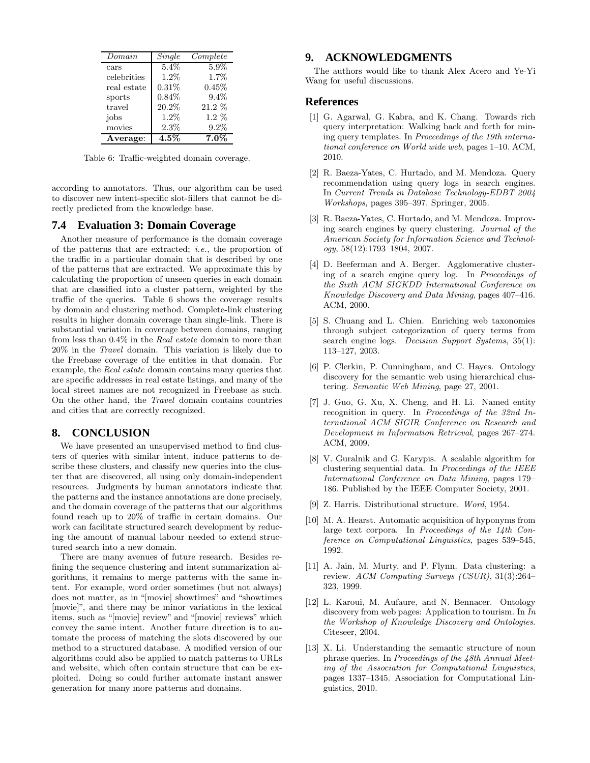| *Domain* | *Single* | *Complete* |
|---|---|---|
| cars | 5.4% | 5.9% |
| celebrities | 1.2% | 1.7% |
| real estate | 0.31% | 0.45% |
| sports | 0.84% | 9.4% |
| travel | 20.2% | 21.2 % |
| jobs | 1.2% | 1.2 % |
| movies | 2.3% | 9.2% |
| **Average**: | **4.5%** | **7.0%** |

Table 6: Traffic-weighted domain coverage.

according to annotators. Thus, our algorithm can be used to discover new intent-specific slot-fillers that cannot be directly predicted from the knowledge base.

### 7.4 Evaluation 3: Domain Coverage

Another measure of performance is the domain coverage of the patterns that are extracted; *i.e.*, the proportion of the traffic in a particular domain that is described by one of the patterns that are extracted. We approximate this by calculating the proportion of unseen queries in each domain that are classified into a cluster pattern, weighted by the traffic of the queries. Table 6 shows the coverage results by domain and clustering method. Complete-link clustering results in higher domain coverage than single-link. There is substantial variation in coverage between domains, ranging from less than 0.4% in the *Real estate* domain to more than 20% in the *Travel* domain. This variation is likely due to the Freebase coverage of the entities in that domain. For example, the *Real estate* domain contains many queries that are specific addresses in real estate listings, and many of the local street names are not recognized in Freebase as such. On the other hand, the *Travel* domain contains countries and cities that are correctly recognized.

## 8. CONCLUSION

We have presented an unsupervised method to find clusters of queries with similar intent, induce patterns to describe these clusters, and classify new queries into the cluster that are discovered, all using only domain-independent resources. Judgments by human annotators indicate that the patterns and the instance annotations are done precisely, and the domain coverage of the patterns that our algorithms found reach up to 20% of traffic in certain domains. Our work can facilitate structured search development by reducing the amount of manual labour needed to extend structured search into a new domain.

There are many avenues of future research. Besides refining the sequence clustering and intent summarization algorithms, it remains to merge patterns with the same intent. For example, word order sometimes (but not always) does not matter, as in "[movie] showtimes" and "showtimes [movie]", and there may be minor variations in the lexical items, such as "[movie] review" and "[movie] reviews" which convey the same intent. Another future direction is to automate the process of matching the slots discovered by our method to a structured database. A modified version of our algorithms could also be applied to match patterns to URLs and website, which often contain structure that can be exploited. Doing so could further automate instant answer generation for many more patterns and domains.

## 9. ACKNOWLEDGMENTS

The authors would like to thank Alex Acero and Ye-Yi Wang for useful discussions.

## References

[1] G. Agarwal, G. Kabra, and K. Chang. Towards rich query interpretation: Walking back and forth for mining query templates. In *Proceedings of the 19th international conference on World wide web*, pages 1–10. ACM, 2010.

[2] R. Baeza-Yates, C. Hurtado, and M. Mendoza. Query recommendation using query logs in search engines. In *Current Trends in Database Technology-EDBT 2004 Workshops*, pages 395–397. Springer, 2005.

[3] R. Baeza-Yates, C. Hurtado, and M. Mendoza. Improving search engines by query clustering. *Journal of the American Society for Information Science and Technology*, 58(12):1793–1804, 2007.

[4] D. Beeferman and A. Berger. Agglomerative clustering of a search engine query log. In *Proceedings of the Sixth ACM SIGKDD International Conference on Knowledge Discovery and Data Mining*, pages 407–416. ACM, 2000.

[5] S. Chuang and L. Chien. Enriching web taxonomies through subject categorization of query terms from search engine logs. *Decision Support Systems*, 35(1): 113–127, 2003.

[6] P. Clerkin, P. Cunningham, and C. Hayes. Ontology discovery for the semantic web using hierarchical clustering. *Semantic Web Mining*, page 27, 2001.

[7] J. Guo, G. Xu, X. Cheng, and H. Li. Named entity recognition in query. In *Proceedings of the 32nd International ACM SIGIR Conference on Research and Development in Information Retrieval*, pages 267–274. ACM, 2009.

[8] V. Guralnik and G. Karypis. A scalable algorithm for clustering sequential data. In *Proceedings of the IEEE International Conference on Data Mining*, pages 179–186. Published by the IEEE Computer Society, 2001.

[9] Z. Harris. Distributional structure. *Word*, 1954.

[10] M. A. Hearst. Automatic acquisition of hyponyms from large text corpora. In *Proceedings of the 14th Conference on Computational Linguistics*, pages 539–545, 1992.

[11] A. Jain, M. Murty, and P. Flynn. Data clustering: a review. *ACM Computing Surveys (CSUR)*, 31(3):264–323, 1999.

[12] L. Karoui, M. Aufaure, and N. Bennacer. Ontology discovery from web pages: Application to tourism. In *In the Workshop of Knowledge Discovery and Ontologies*. Citeseer, 2004.

[13] X. Li. Understanding the semantic structure of noun phrase queries. In *Proceedings of the 48th Annual Meeting of the Association for Computational Linguistics*, pages 1337–1345. Association for Computational Linguistics, 2010.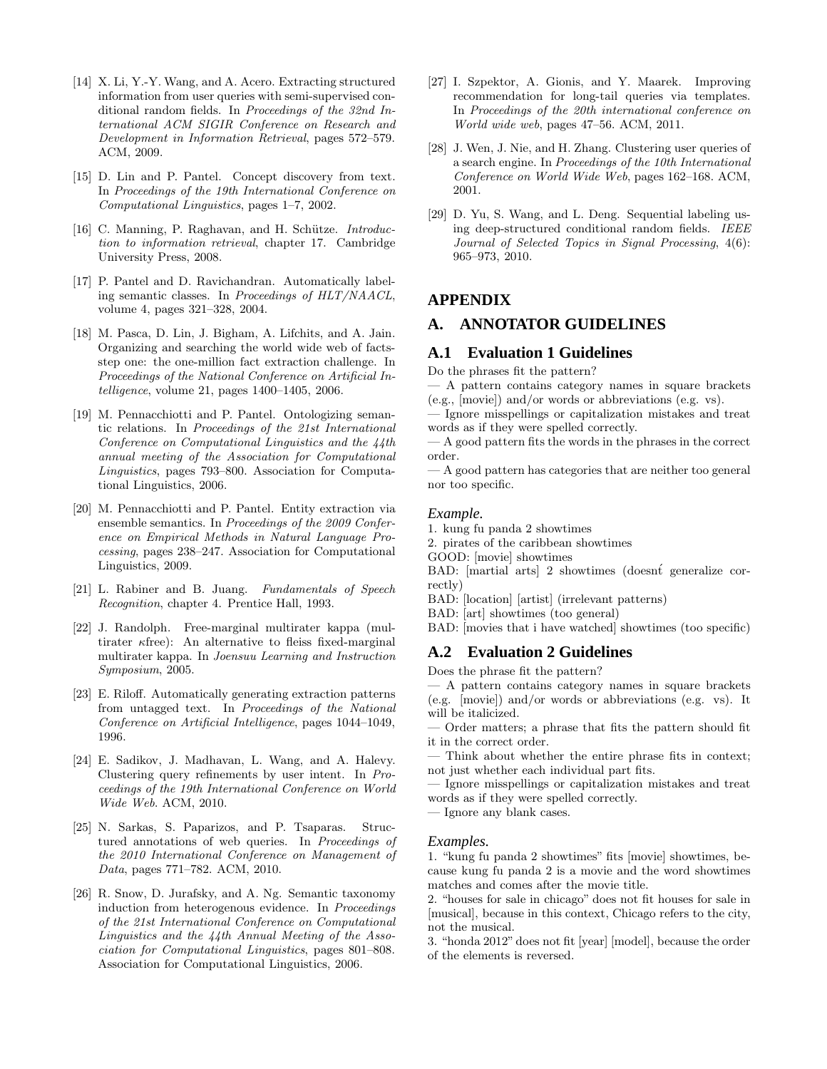[14] X. Li, Y.-Y. Wang, and A. Acero. Extracting structured information from user queries with semi-supervised conditional random fields. In *Proceedings of the 32nd International ACM SIGIR Conference on Research and Development in Information Retrieval*, pages 572–579. ACM, 2009.

[15] D. Lin and P. Pantel. Concept discovery from text. In *Proceedings of the 19th International Conference on Computational Linguistics*, pages 1–7, 2002.

[16] C. Manning, P. Raghavan, and H. Schütze. *Introduction to information retrieval*, chapter 17. Cambridge University Press, 2008.

[17] P. Pantel and D. Ravichandran. Automatically labeling semantic classes. In *Proceedings of HLT/NAACL*, volume 4, pages 321–328, 2004.

[18] M. Pasca, D. Lin, J. Bigham, A. Lifchits, and A. Jain. Organizing and searching the world wide web of facts-step one: the one-million fact extraction challenge. In *Proceedings of the National Conference on Artificial Intelligence*, volume 21, pages 1400–1405, 2006.

[19] M. Pennacchiotti and P. Pantel. Ontologizing semantic relations. In *Proceedings of the 21st International Conference on Computational Linguistics and the 44th annual meeting of the Association for Computational Linguistics*, pages 793–800. Association for Computational Linguistics, 2006.

[20] M. Pennacchiotti and P. Pantel. Entity extraction via ensemble semantics. In *Proceedings of the 2009 Conference on Empirical Methods in Natural Language Processing*, pages 238–247. Association for Computational Linguistics, 2009.

[21] L. Rabiner and B. Juang. *Fundamentals of Speech Recognition*, chapter 4. Prentice Hall, 1993.

[22] J. Randolph. Free-marginal multirater kappa (multirater $\kappa$free): An alternative to fleiss fixed-marginal multirater kappa. In *Joensuu Learning and Instruction Symposium*, 2005.

[23] E. Riloff. Automatically generating extraction patterns from untagged text. In *Proceedings of the National Conference on Artificial Intelligence*, pages 1044–1049, 1996.

[24] E. Sadikov, J. Madhavan, L. Wang, and A. Halevy. Clustering query refinements by user intent. In *Proceedings of the 19th International Conference on World Wide Web*. ACM, 2010.

[25] N. Sarkas, S. Paparizos, and P. Tsaparas. Structured annotations of web queries. In *Proceedings of the 2010 International Conference on Management of Data*, pages 771–782. ACM, 2010.

[26] R. Snow, D. Jurafsky, and A. Ng. Semantic taxonomy induction from heterogenous evidence. In *Proceedings of the 21st International Conference on Computational Linguistics and the 44th Annual Meeting of the Association for Computational Linguistics*, pages 801–808. Association for Computational Linguistics, 2006.

[27] I. Szpektor, A. Gionis, and Y. Maarek. Improving recommendation for long-tail queries via templates. In *Proceedings of the 20th international conference on World wide web*, pages 47–56. ACM, 2011.

[28] J. Wen, J. Nie, and H. Zhang. Clustering user queries of a search engine. In *Proceedings of the 10th International Conference on World Wide Web*, pages 162–168. ACM, 2001.

[29] D. Yu, S. Wang, and L. Deng. Sequential labeling using deep-structured conditional random fields. *IEEE Journal of Selected Topics in Signal Processing*, 4(6): 965–973, 2010.

# APPENDIX

## A. ANNOTATOR GUIDELINES

### A.1 Evaluation 1 Guidelines

Do the phrases fit the pattern?

— A pattern contains category names in square brackets (e.g., [movie]) and/or words or abbreviations (e.g. vs).

— Ignore misspellings or capitalization mistakes and treat words as if they were spelled correctly.

— A good pattern fits the words in the phrases in the correct order.

— A good pattern has categories that are neither too general nor too specific.

#### *Example.*

1. kung fu panda 2 showtimes
2. pirates of the caribbean showtimes

GOOD: [movie] showtimes

BAD: [martial arts] 2 showtimes (doesnt́ generalize correctly)

BAD: [location] [artist] (irrelevant patterns)

BAD: [art] showtimes (too general)

BAD: [movies that i have watched] showtimes (too specific)

### A.2 Evaluation 2 Guidelines

Does the phrase fit the pattern?

— A pattern contains category names in square brackets (e.g. [movie]) and/or words or abbreviations (e.g. vs). It will be italicized.

— Order matters; a phrase that fits the pattern should fit it in the correct order.

— Think about whether the entire phrase fits in context; not just whether each individual part fits.

— Ignore misspellings or capitalization mistakes and treat words as if they were spelled correctly.

— Ignore any blank cases.

#### *Examples.*

1. "kung fu panda 2 showtimes" fits [movie] showtimes, because kung fu panda 2 is a movie and the word showtimes matches and comes after the movie title.
2. "houses for sale in chicago" does not fit houses for sale in [musical], because in this context, Chicago refers to the city, not the musical.
3. "honda 2012" does not fit [year] [model], because the order of the elements is reversed.